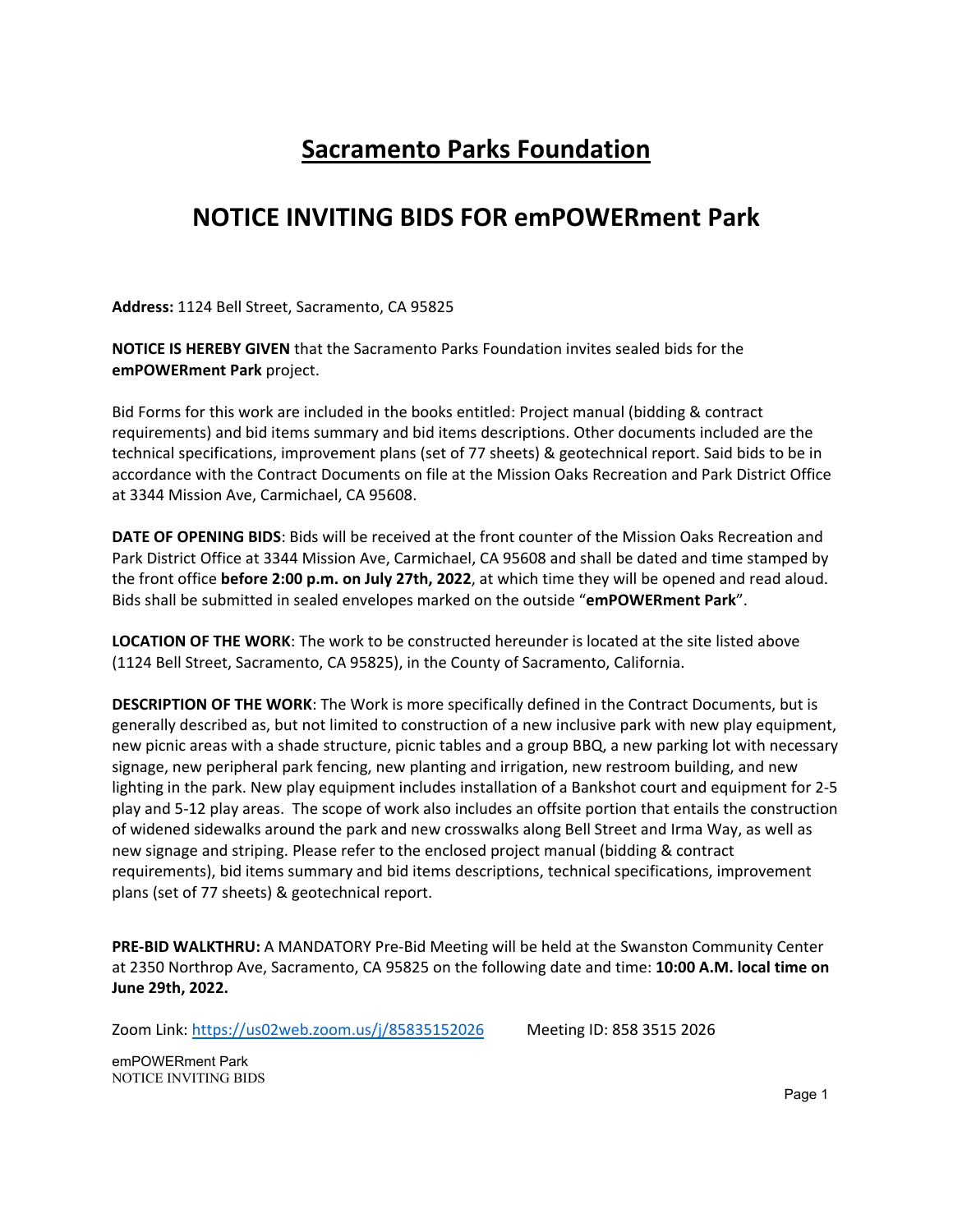# Sacramento Parks Foundation

## NOTICE INVITING BIDS FOR emPOWERment Park

**Address:** 1124 Bell Street, Sacramento, CA 95825

**NOTICE IS HEREBY GIVEN** that the Sacramento Parks Foundation invites sealed bids for the **emPOWERment Park** project.

Bid Forms for this work are included in the books entitled: Project manual (bidding & contract requirements) and bid items summary and bid items descriptions. Other documents included are the technical specifications, improvement plans (set of 77 sheets) & geotechnical report. Said bids to be in accordance with the Contract Documents on file at the Mission Oaks Recreation and Park District Office at 3344 Mission Ave, Carmichael, CA 95608.

**DATE OF OPENING BIDS**: Bids will be received at the front counter of the Mission Oaks Recreation and Park District Office at 3344 Mission Ave, Carmichael, CA 95608 and shall be dated and time stamped by the front office **before 2:00 p.m. on July 27th, 2022**, at which time they will be opened and read aloud. Bids shall be submitted in sealed envelopes marked on the outside "**emPOWERment Park**".

**LOCATION OF THE WORK**: The work to be constructed hereunder is located at the site listed above (1124 Bell Street, Sacramento, CA 95825), in the County of Sacramento, California.

**DESCRIPTION OF THE WORK**: The Work is more specifically defined in the Contract Documents, but is generally described as, but not limited to construction of a new inclusive park with new play equipment, new picnic areas with a shade structure, picnic tables and a group BBQ, a new parking lot with necessary signage, new peripheral park fencing, new planting and irrigation, new restroom building, and new lighting in the park. New play equipment includes installation of a Bankshot court and equipment for 2-5 play and 5-12 play areas. The scope of work also includes an offsite portion that entails the construction of widened sidewalks around the park and new crosswalks along Bell Street and Irma Way, as well as new signage and striping. Please refer to the enclosed project manual (bidding & contract requirements), bid items summary and bid items descriptions, technical specifications, improvement plans (set of 77 sheets) & geotechnical report.

**PRE-BID WALKTHRU:** A MANDATORY Pre-Bid Meeting will be held at the Swanston Community Center at 2350 Northrop Ave, Sacramento, CA 95825 on the following date and time: **10:00 A.M. local time on June 29th, 2022.**

Zoom Link: https://us02web.zoom.us/j/85835152026 Meeting ID: 858 3515 2026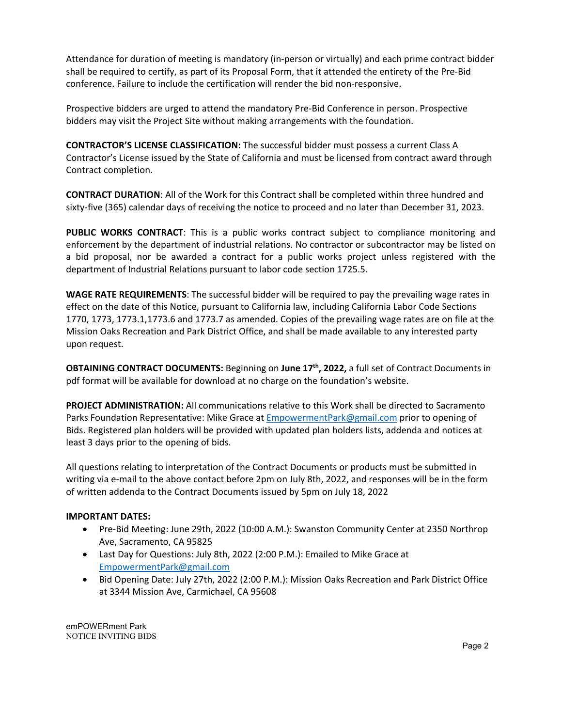Attendance for duration of meeting is mandatory (in-person or virtually) and each prime contract bidder shall be required to certify, as part of its Proposal Form, that it attended the entirety of the Pre-Bid conference. Failure to include the certification will render the bid non-responsive.

Prospective bidders are urged to attend the mandatory Pre-Bid Conference in person. Prospective bidders may visit the Project Site without making arrangements with the foundation.

**CONTRACTOR'S LICENSE CLASSIFICATION:** The successful bidder must possess a current Class A Contractor's License issued by the State of California and must be licensed from contract award through Contract completion.

**CONTRACT DURATION**: All of the Work for this Contract shall be completed within three hundred and sixty-five (365) calendar days of receiving the notice to proceed and no later than December 31, 2023.

**PUBLIC WORKS CONTRACT**: This is a public works contract subject to compliance monitoring and enforcement by the department of industrial relations. No contractor or subcontractor may be listed on a bid proposal, nor be awarded a contract for a public works project unless registered with the department of Industrial Relations pursuant to labor code section 1725.5.

**WAGE RATE REQUIREMENTS**: The successful bidder will be required to pay the prevailing wage rates in effect on the date of this Notice, pursuant to California law, including California Labor Code Sections 1770, 1773, 1773.1,1773.6 and 1773.7 as amended. Copies of the prevailing wage rates are on file at the Mission Oaks Recreation and Park District Office, and shall be made available to any interested party upon request.

**OBTAINING CONTRACT DOCUMENTS:** Beginning on **June 17th, 2022,** a full set of Contract Documents in pdf format will be available for download at no charge on the foundation's website.

**PROJECT ADMINISTRATION:** All communications relative to this Work shall be directed to Sacramento Parks Foundation Representative: Mike Grace at EmpowermentPark@gmail.com prior to opening of Bids. Registered plan holders will be provided with updated plan holders lists, addenda and notices at least 3 days prior to the opening of bids.

All questions relating to interpretation of the Contract Documents or products must be submitted in writing via e-mail to the above contact before 2pm on July 8th, 2022, and responses will be in the form of written addenda to the Contract Documents issued by 5pm on July 18, 2022

**IMPORTANT DATES:**

- Pre-Bid Meeting: June 29th, 2022 (10:00 A.M.): Swanston Community Center at 2350 Northrop Ave, Sacramento, CA 95825
- Last Day for Questions: July 8th, 2022 (2:00 P.M.): Emailed to Mike Grace at EmpowermentPark@gmail.com
- Bid Opening Date: July 27th, 2022 (2:00 P.M.): Mission Oaks Recreation and Park District Office at 3344 Mission Ave, Carmichael, CA 95608